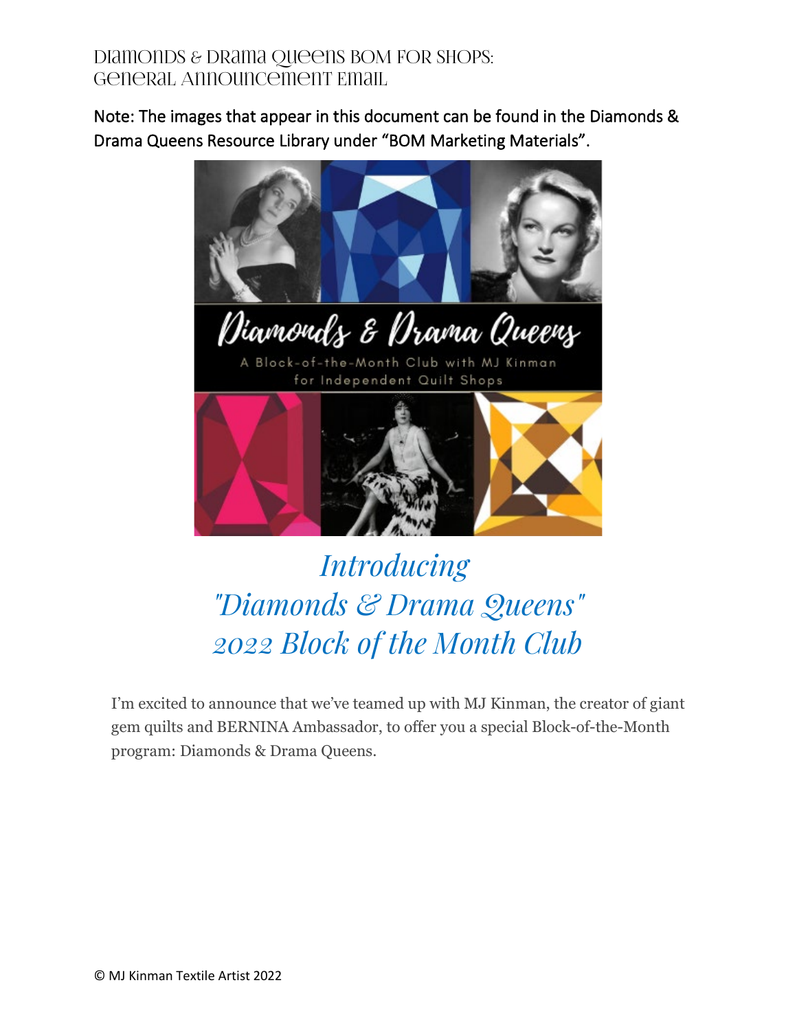# Diamonds & Drama Queens BOM for Shops: General Announcement Email

Note: The images that appear in this document can be found in the Diamonds & Drama Queens Resource Library under "BOM Marketing Materials".

## *Introducing "Diamonds & Drama Queens" 2022 Block of the Month Club*

I'm excited to announce that we've teamed up with MJ Kinman, the creator of giant gem quilts and BERNINA Ambassador, to offer you a special Block-of-the-Month program: Diamonds & Drama Queens.

© MJ Kinman Textile Artist 2022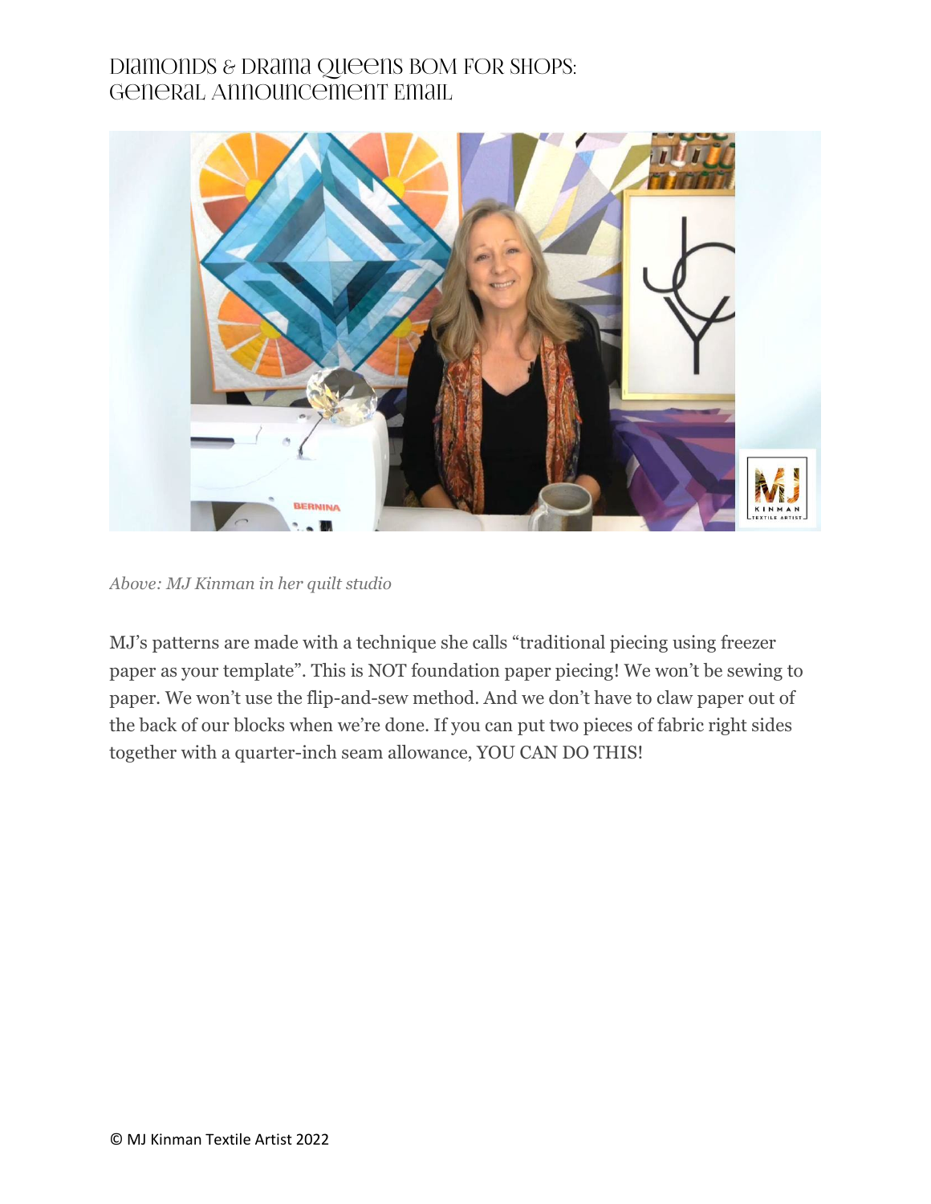# Diamonds & Drama Queens BOM for Shops: General Announcement Email

*Above: MJ Kinman in her quilt studio*

MJ's patterns are made with a technique she calls "traditional piecing using freezer paper as your template". This is NOT foundation paper piecing! We won't be sewing to paper. We won't use the flip-and-sew method. And we don't have to claw paper out of the back of our blocks when we're done. If you can put two pieces of fabric right sides together with a quarter-inch seam allowance, YOU CAN DO THIS!

© MJ Kinman Textile Artist 2022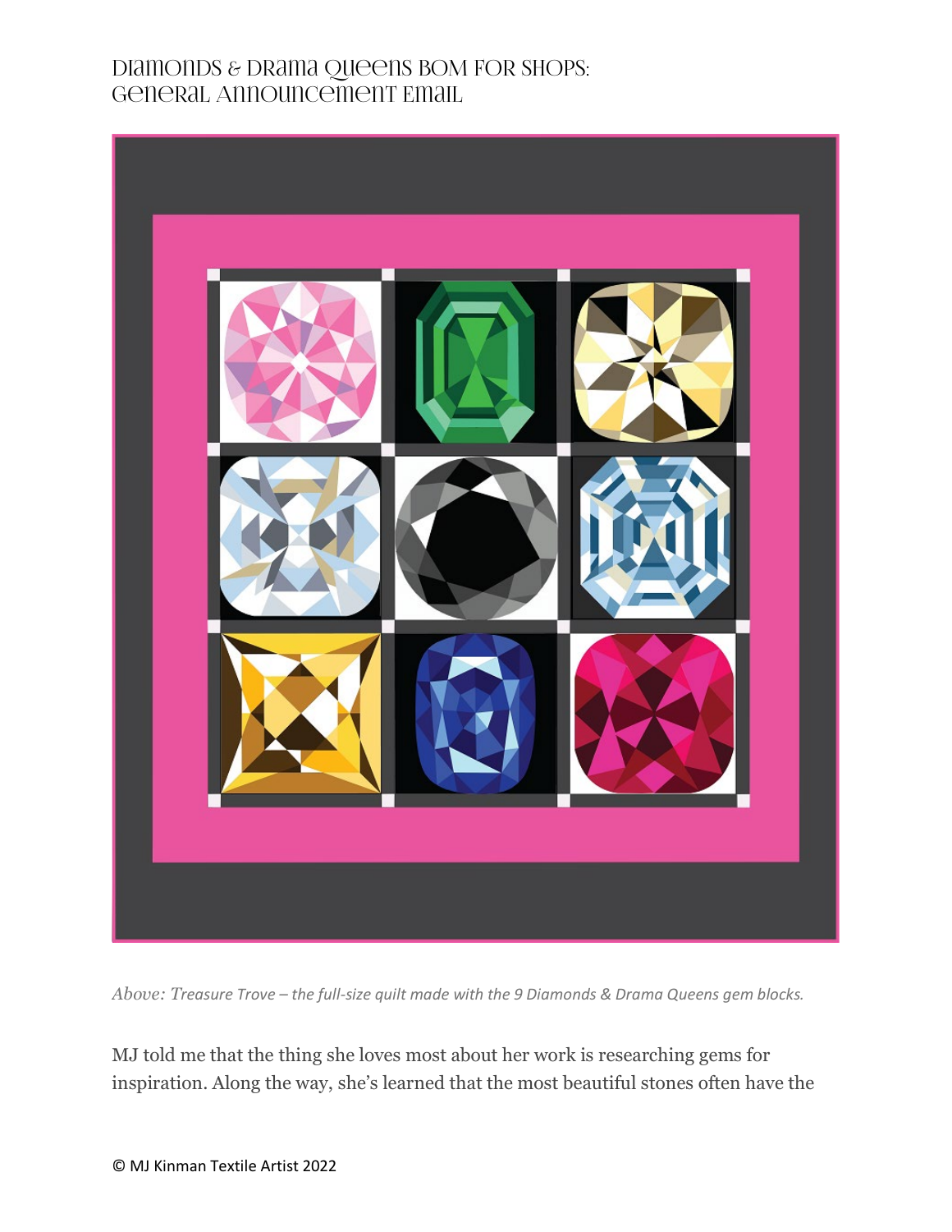# Diamonds & Drama Queens BOM for Shops: General Announcement Email

*Above: Treasure Trove – the full-size quilt made with the 9 Diamonds & Drama Queens gem blocks.*

MJ told me that the thing she loves most about her work is researching gems for inspiration. Along the way, she's learned that the most beautiful stones often have the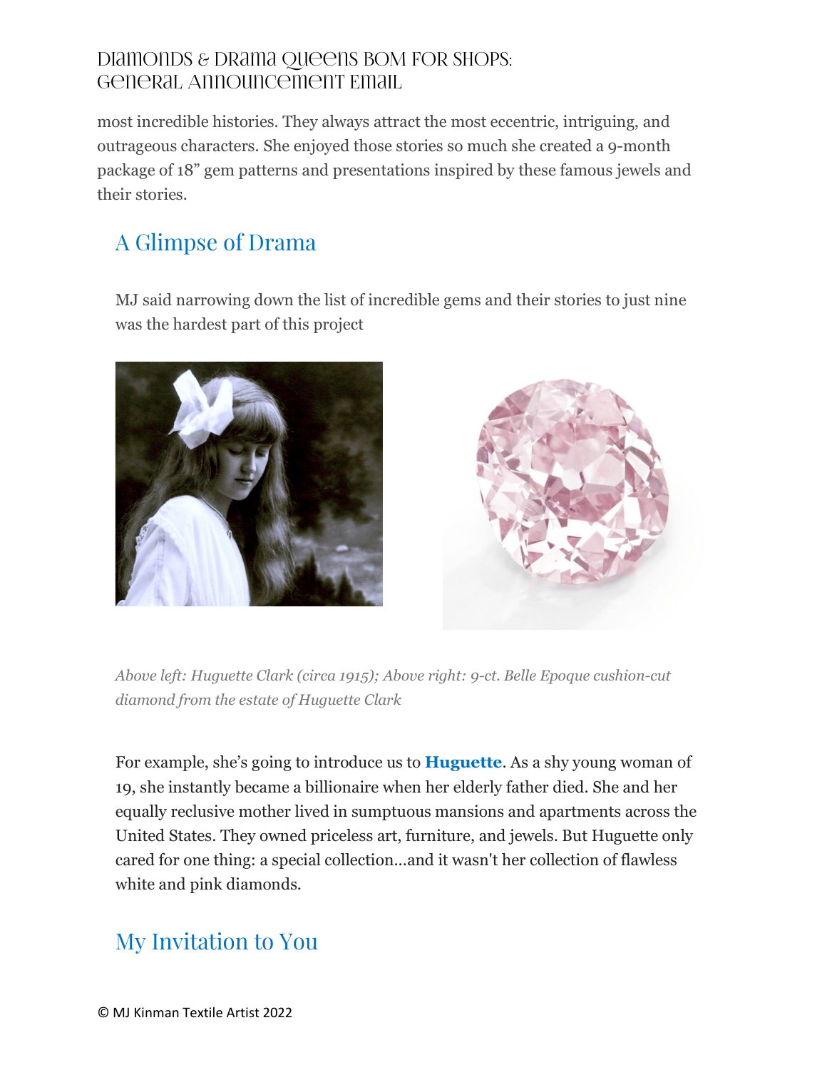most incredible histories. They always attract the most eccentric, intriguing, and outrageous characters. She enjoyed those stories so much she created a 9-month package of 18" gem patterns and presentations inspired by these famous jewels and their stories.

## A Glimpse of Drama

MJ said narrowing down the list of incredible gems and their stories to just nine was the hardest part of this project

*Above left: Huguette Clark (circa 1915); Above right: 9-ct. Belle Epoque cushion-cut diamond from the estate of Huguette Clark*

For example, she's going to introduce us to **Huguette**. As a shy young woman of 19, she instantly became a billionaire when her elderly father died. She and her equally reclusive mother lived in sumptuous mansions and apartments across the United States. They owned priceless art, furniture, and jewels. But Huguette only cared for one thing: a special collection...and it wasn't her collection of flawless white and pink diamonds.

## My Invitation to You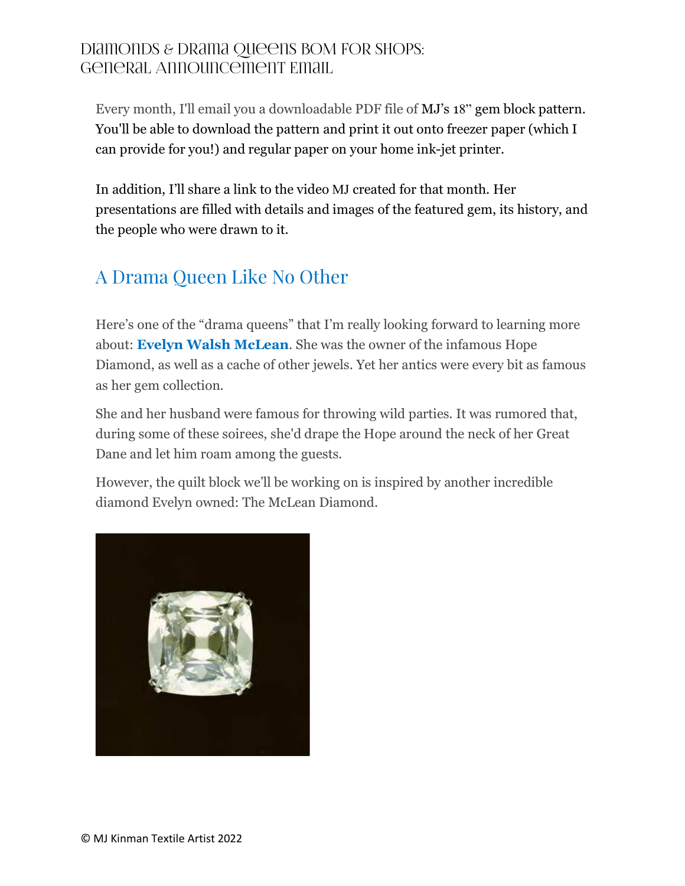# Diamonds & Drama Queens BOM for Shops: General Announcement Email

Every month, I'll email you a downloadable PDF file of MJ's 18" gem block pattern. You'll be able to download the pattern and print it out onto freezer paper (which I can provide for you!) and regular paper on your home ink-jet printer.

In addition, I'll share a link to the video MJ created for that month. Her presentations are filled with details and images of the featured gem, its history, and the people who were drawn to it.

## A Drama Queen Like No Other

Here's one of the "drama queens" that I'm really looking forward to learning more about: **Evelyn Walsh McLean**. She was the owner of the infamous Hope Diamond, as well as a cache of other jewels. Yet her antics were every bit as famous as her gem collection.

She and her husband were famous for throwing wild parties. It was rumored that, during some of these soirees, she'd drape the Hope around the neck of her Great Dane and let him roam among the guests.

However, the quilt block we'll be working on is inspired by another incredible diamond Evelyn owned: The McLean Diamond.

© MJ Kinman Textile Artist 2022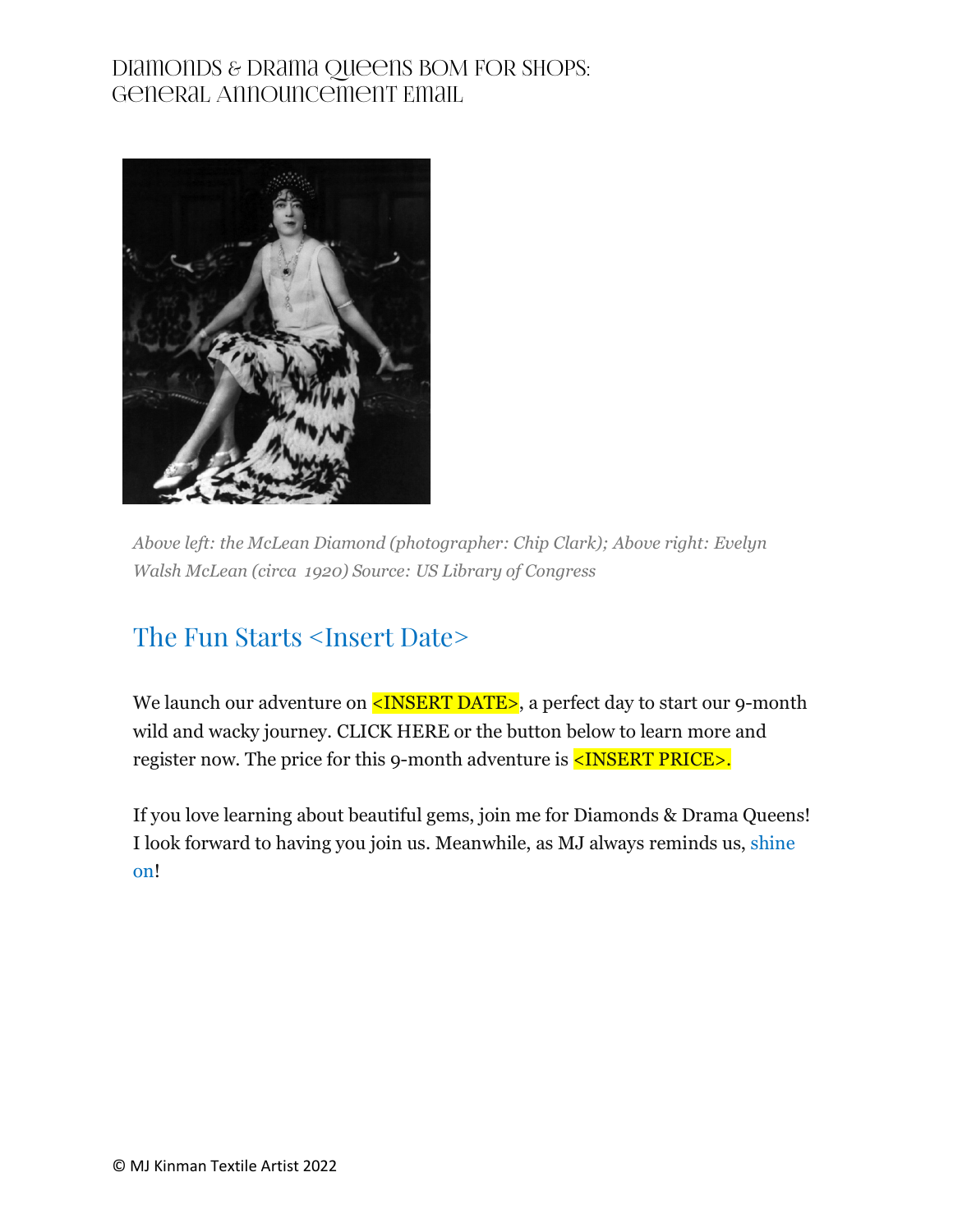# Diamonds & Drama Queens BOM for Shops: General Announcement Email

*Above left: the McLean Diamond (photographer: Chip Clark); Above right: Evelyn Walsh McLean (circa 1920) Source: US Library of Congress*

## The Fun Starts <Insert Date>

We launch our adventure on <INSERT DATE>, a perfect day to start our 9-month wild and wacky journey. CLICK HERE or the button below to learn more and register now. The price for this 9-month adventure is <INSERT PRICE>.

If you love learning about beautiful gems, join me for Diamonds & Drama Queens! I look forward to having you join us. Meanwhile, as MJ always reminds us, shine on!

© MJ Kinman Textile Artist 2022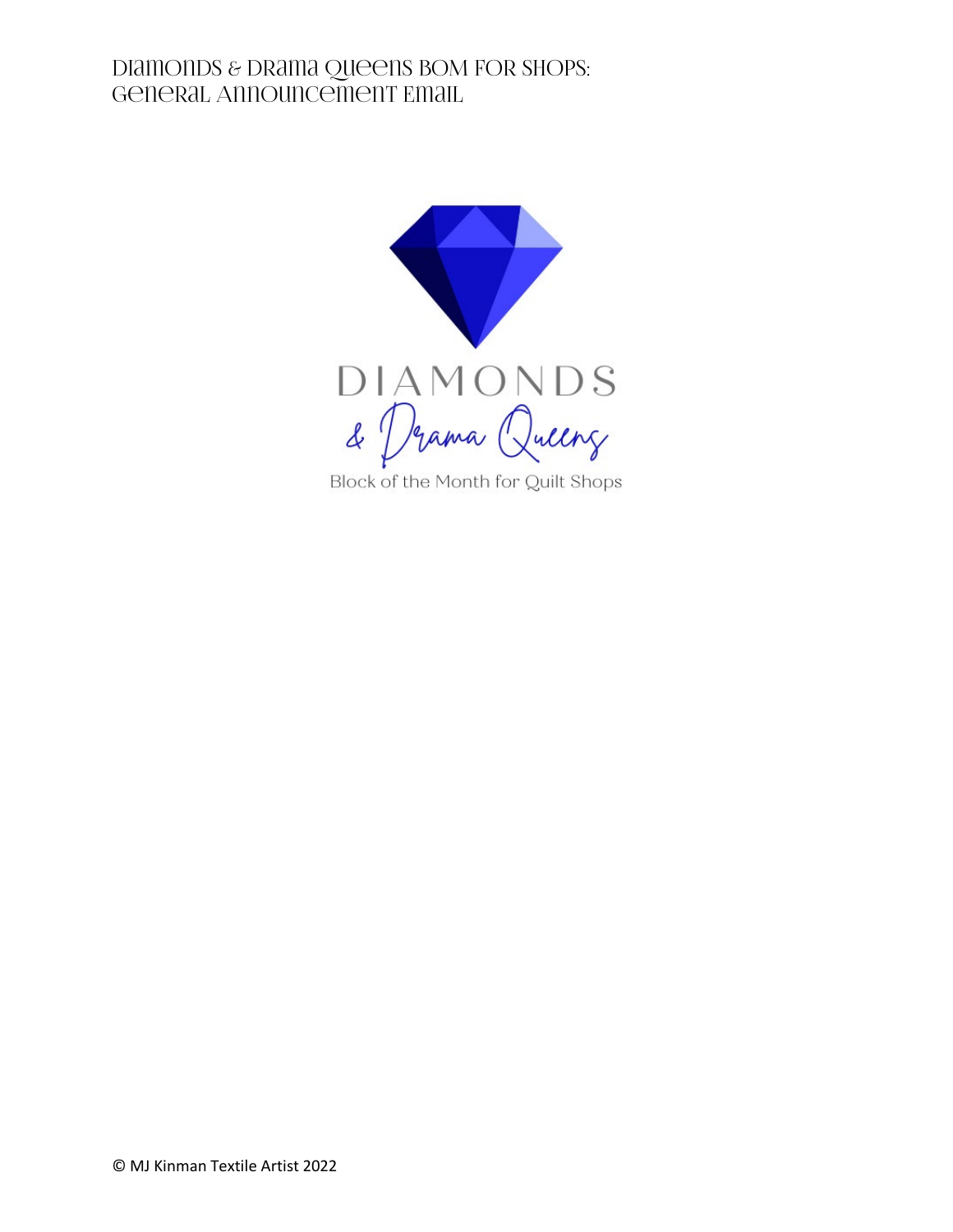# Diamonds & Drama Queens BOM for Shops: General Announcement Email

DIAMONDS

& Drama Queens

Block of the Month for Quilt Shops

© MJ Kinman Textile Artist 2022